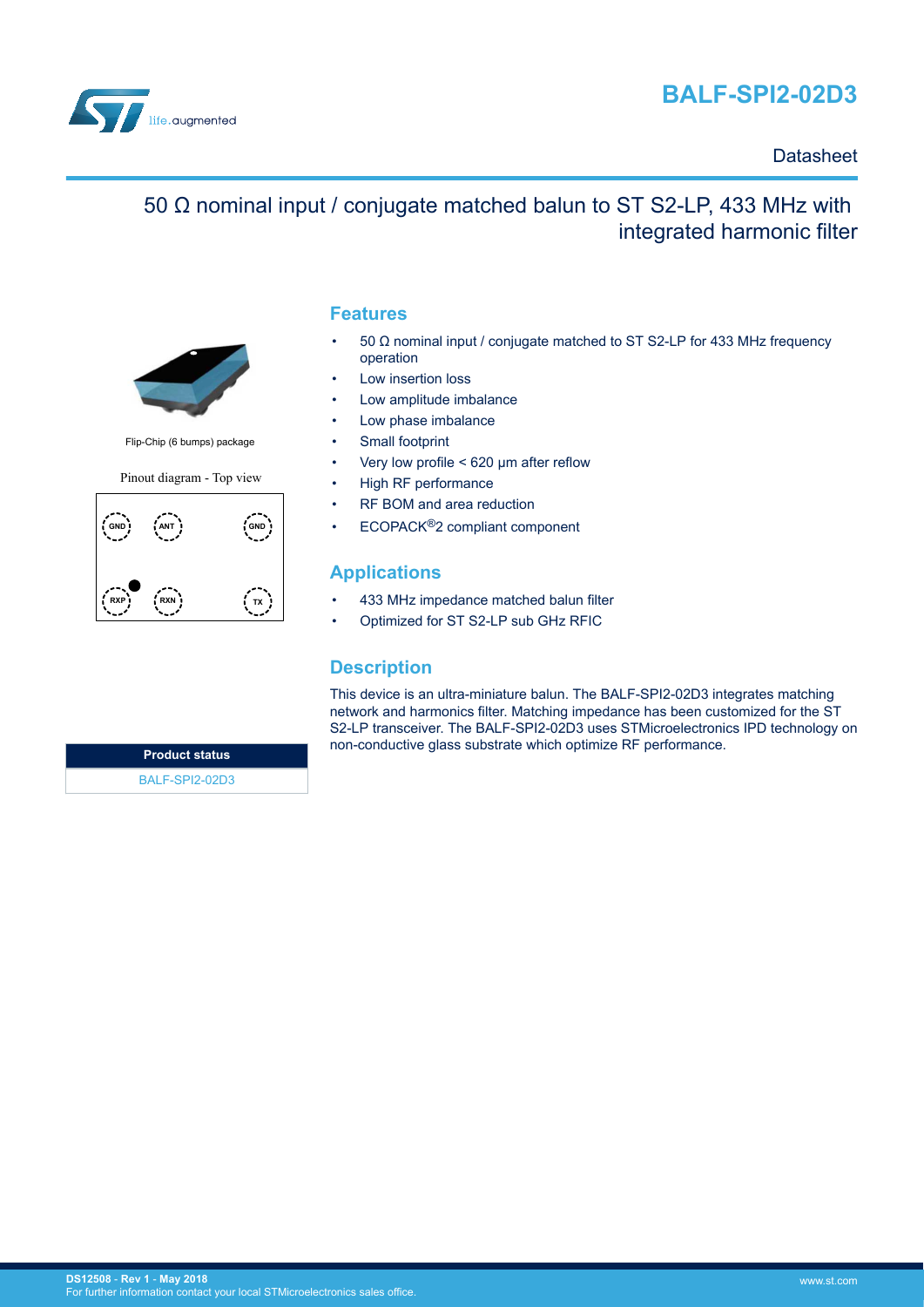# BALF-SPI2-02D3

Datasheet

## 50 Ω nominal input / conjugate matched balun to ST S2-LP, 433 MHz with integrated harmonic filter

Flip-Chip (6 bumps) package

Pinout diagram - Top view

| GND | ANT | GND |
| --- | --- | --- |
| RXP | RXN | TX |

## Features

- 50 Ω nominal input / conjugate matched to ST S2-LP for 433 MHz frequency operation
- Low insertion loss
- Low amplitude imbalance
- Low phase imbalance
- Small footprint
- Very low profile < 620 µm after reflow
- High RF performance
- RF BOM and area reduction
- ECOPACK®2 compliant component

## Applications

- 433 MHz impedance matched balun filter
- Optimized for ST S2-LP sub GHz RFIC

## Description

This device is an ultra-miniature balun. The BALF-SPI2-02D3 integrates matching network and harmonics filter. Matching impedance has been customized for the ST S2-LP transceiver. The BALF-SPI2-02D3 uses STMicroelectronics IPD technology on non-conductive glass substrate which optimize RF performance.

| Product status |
| --- |
| BALF-SPI2-02D3 |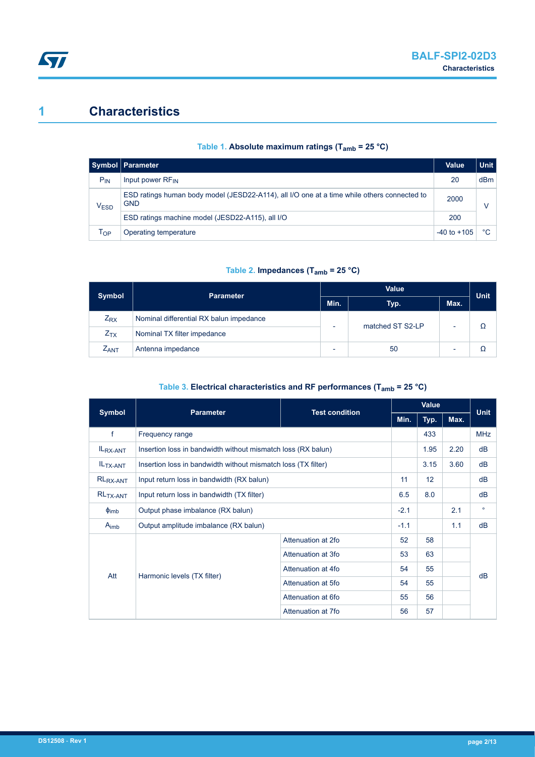# 1 Characteristics

**Table 1. Absolute maximum ratings ($T_{amb}$ = 25 °C)**

| Symbol | Parameter | Value | Unit |
|---|---|---|---|
| $P_{IN}$ | Input power $RF_{IN}$ | 20 | dBm |
| $V_{ESD}$ | ESD ratings human body model (JESD22-A114), all I/O one at a time while others connected to GND | 2000 | V |
| | ESD ratings machine model (JESD22-A115), all I/O | 200 | |
| $T_{OP}$ | Operating temperature | -40 to +105 | °C |

**Table 2. Impedances ($T_{amb}$ = 25 °C)**

| Symbol | Parameter | Value | | | Unit |
|---|---|---|---|---|---|
| | | Min. | Typ. | Max. | |
| $Z_{RX}$ | Nominal differential RX balun impedance | - | matched ST S2-LP | - | Ω |
| $Z_{TX}$ | Nominal TX filter impedance | | | | |
| $Z_{ANT}$ | Antenna impedance | - | 50 | - | Ω |

**Table 3. Electrical characteristics and RF performances ($T_{amb}$ = 25 °C)**

| Symbol | Parameter | Test condition | Min. | Typ. | Max. | Unit |
|---|---|---|---|---|---|---|
| f | Frequency range | | | 433 | | MHz |
| $IL_{RX-ANT}$ | Insertion loss in bandwidth without mismatch loss (RX balun) | | | 1.95 | 2.20 | dB |
| $IL_{TX-ANT}$ | Insertion loss in bandwidth without mismatch loss (TX filter) | | | 3.15 | 3.60 | dB |
| $RL_{RX-ANT}$ | Input return loss in bandwidth (RX balun) | | 11 | 12 | | dB |
| $RL_{TX-ANT}$ | Input return loss in bandwidth (TX filter) | | 6.5 | 8.0 | | dB |
| $\phi_{imb}$ | Output phase imbalance (RX balun) | | -2.1 | | 2.1 | ° |
| $A_{imb}$ | Output amplitude imbalance (RX balun) | | -1.1 | | 1.1 | dB |
| Att | Harmonic levels (TX filter) | Attenuation at 2fo | 52 | 58 | | dB |
| | | Attenuation at 3fo | 53 | 63 | | |
| | | Attenuation at 4fo | 54 | 55 | | |
| | | Attenuation at 5fo | 54 | 55 | | |
| | | Attenuation at 6fo | 55 | 56 | | |
| | | Attenuation at 7fo | 56 | 57 | | |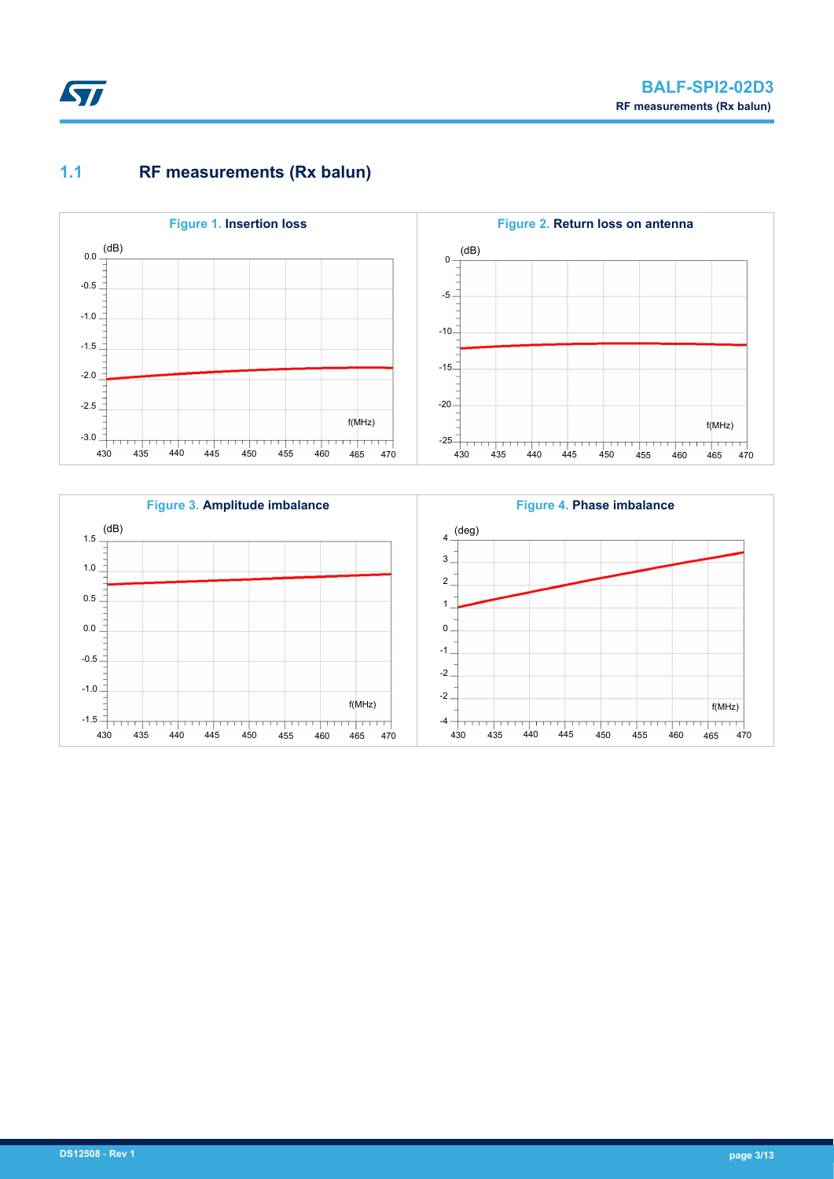## 1.1 RF measurements (Rx balun)

**Figure 1.** Insertion loss

**Figure 2.** Return loss on antenna

**Figure 3.** Amplitude imbalance

**Figure 4.** Phase imbalance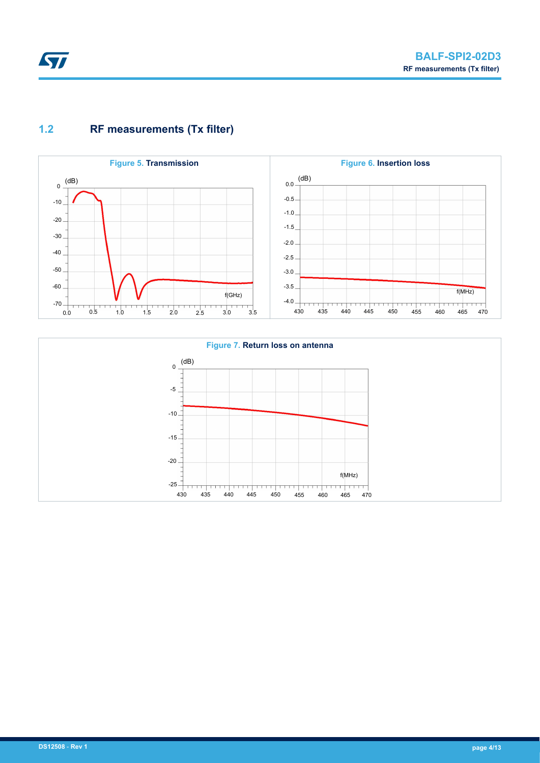## 1.2 RF measurements (Tx filter)

**Figure 5.** Transmission

**Figure 6.** Insertion loss

**Figure 7.** Return loss on antenna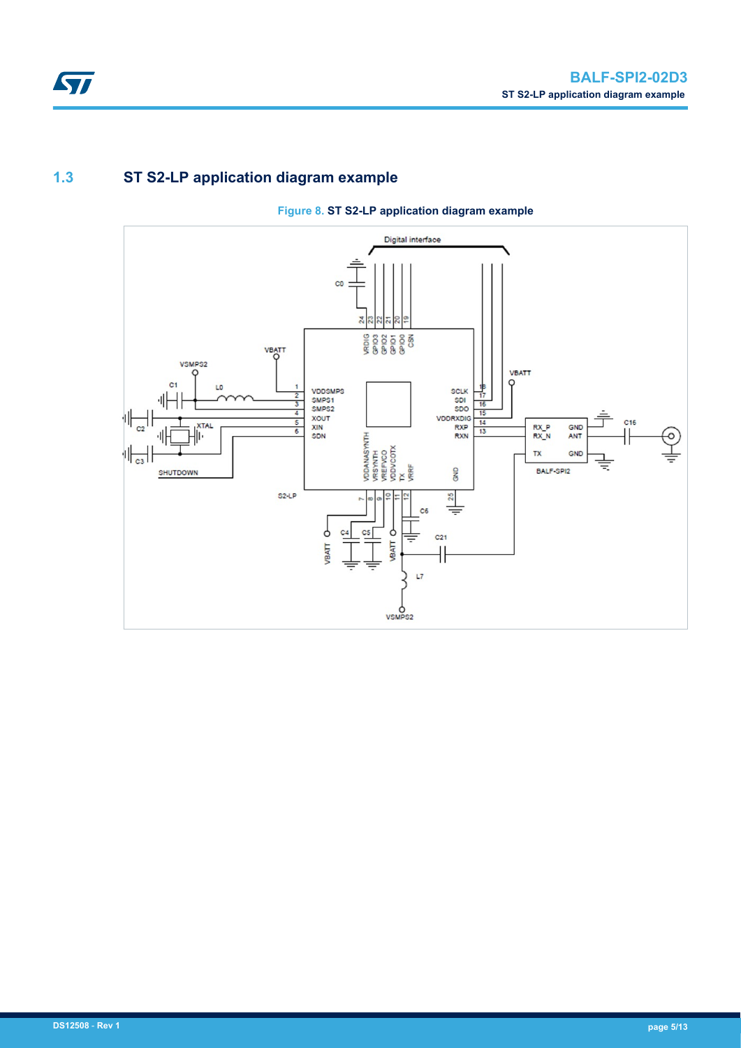## 1.3 ST S2-LP application diagram example

**Figure 8. ST S2-LP application diagram example**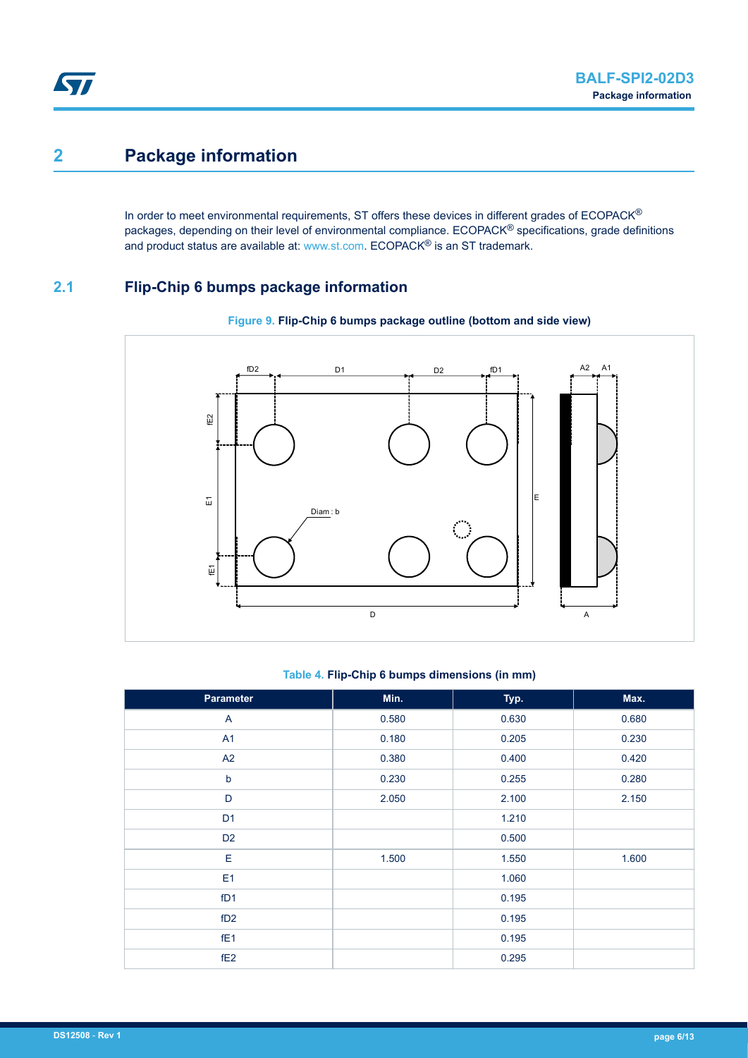# 2 Package information

In order to meet environmental requirements, ST offers these devices in different grades of ECOPACK® packages, depending on their level of environmental compliance. ECOPACK® specifications, grade definitions and product status are available at: www.st.com. ECOPACK® is an ST trademark.

## 2.1 Flip-Chip 6 bumps package information

**Figure 9. Flip-Chip 6 bumps package outline (bottom and side view)**

**Table 4. Flip-Chip 6 bumps dimensions (in mm)**

| Parameter | Min. | Typ. | Max. |
|---|---|---|---|
| A | 0.580 | 0.630 | 0.680 |
| A1 | 0.180 | 0.205 | 0.230 |
| A2 | 0.380 | 0.400 | 0.420 |
| b | 0.230 | 0.255 | 0.280 |
| D | 2.050 | 2.100 | 2.150 |
| D1 | | 1.210 | |
| D2 | | 0.500 | |
| E | 1.500 | 1.550 | 1.600 |
| E1 | | 1.060 | |
| fD1 | | 0.195 | |
| fD2 | | 0.195 | |
| fE1 | | 0.195 | |
| fE2 | | 0.295 | |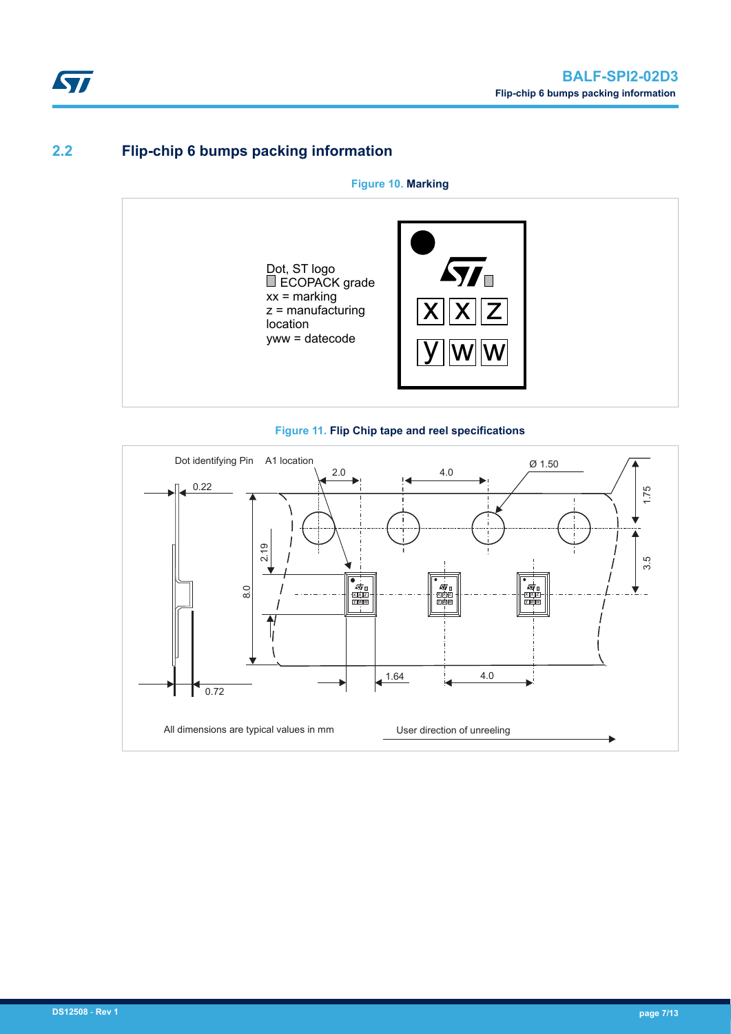## 2.2 Flip-chip 6 bumps packing information

**Figure 10. Marking**

Dot, ST logo
ECOPACK grade
xx = marking
z = manufacturing location
yww = datecode

**Figure 11. Flip Chip tape and reel specifications**

All dimensions are typical values in mm

User direction of unreeling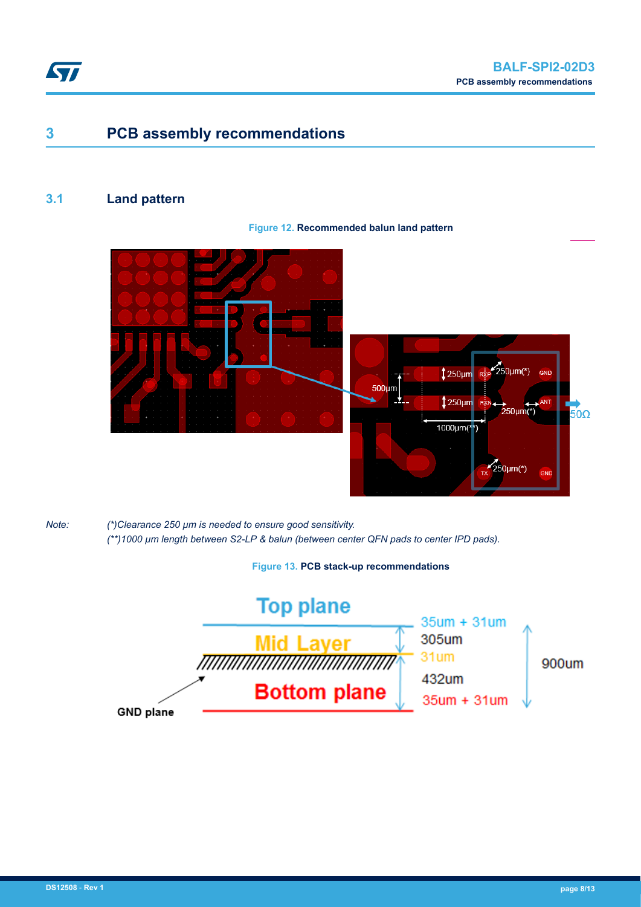# 3 PCB assembly recommendations

## 3.1 Land pattern

**Figure 12. Recommended balun land pattern**

*Note:* *(\*)Clearance 250 µm is needed to ensure good sensitivity.*
*(\*\*)1000 µm length between S2-LP & balun (between center QFN pads to center IPD pads).*

**Figure 13. PCB stack-up recommendations**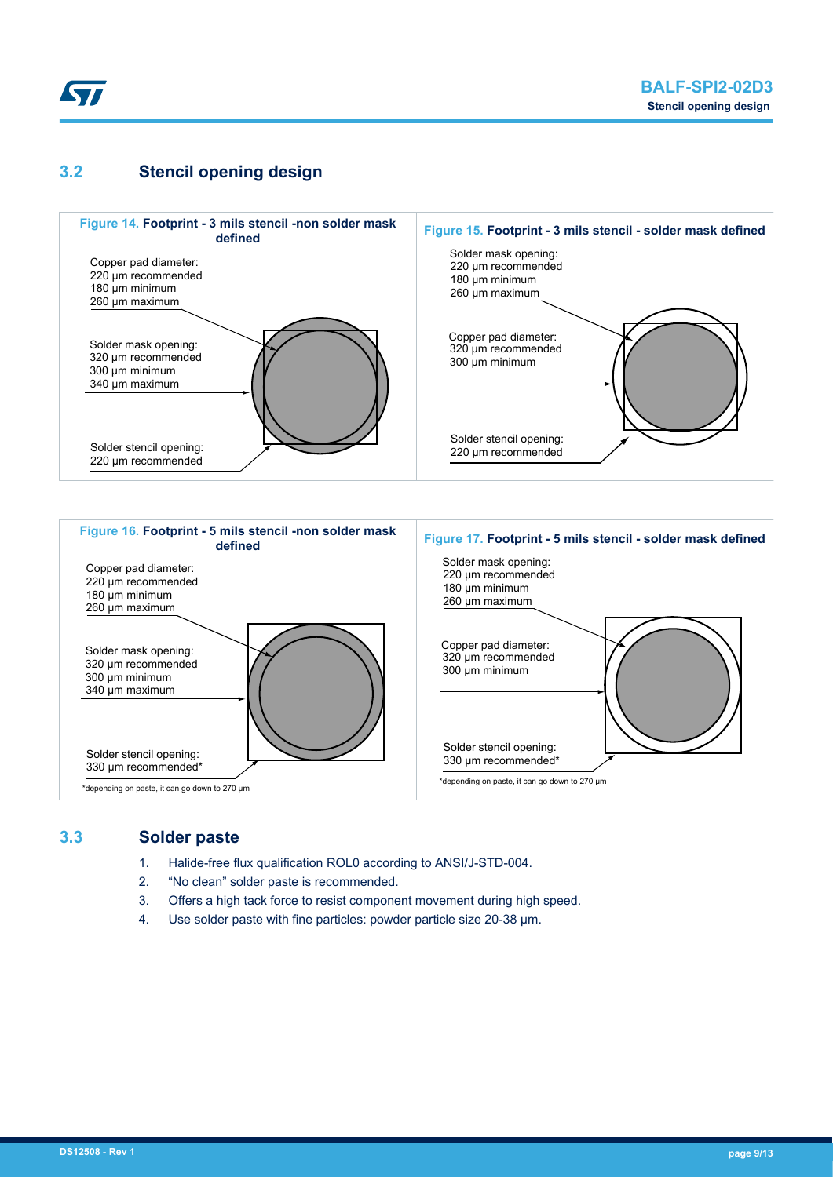## 3.2 Stencil opening design

**Figure 14. Footprint - 3 mils stencil -non solder mask defined**

Copper pad diameter:
220 µm recommended
180 µm minimum
260 µm maximum

Solder mask opening:
320 µm recommended
300 µm minimum
340 µm maximum

Solder stencil opening:
220 µm recommended

**Figure 15. Footprint - 3 mils stencil - solder mask defined**

Solder mask opening:
220 µm recommended
180 µm minimum
260 µm maximum

Copper pad diameter:
320 µm recommended
300 µm minimum

Solder stencil opening:
220 µm recommended

**Figure 16. Footprint - 5 mils stencil -non solder mask defined**

Copper pad diameter:
220 µm recommended
180 µm minimum
260 µm maximum

Solder mask opening:
320 µm recommended
300 µm minimum
340 µm maximum

Solder stencil opening:
330 µm recommended*

*depending on paste, it can go down to 270 µm

**Figure 17. Footprint - 5 mils stencil - solder mask defined**

Solder mask opening:
220 µm recommended
180 µm minimum
260 µm maximum

Copper pad diameter:
320 µm recommended
300 µm minimum

Solder stencil opening:
330 µm recommended*

*depending on paste, it can go down to 270 µm

## 3.3 Solder paste

1. Halide-free flux qualification ROL0 according to ANSI/J-STD-004.
2. "No clean" solder paste is recommended.
3. Offers a high tack force to resist component movement during high speed.
4. Use solder paste with fine particles: powder particle size 20-38 µm.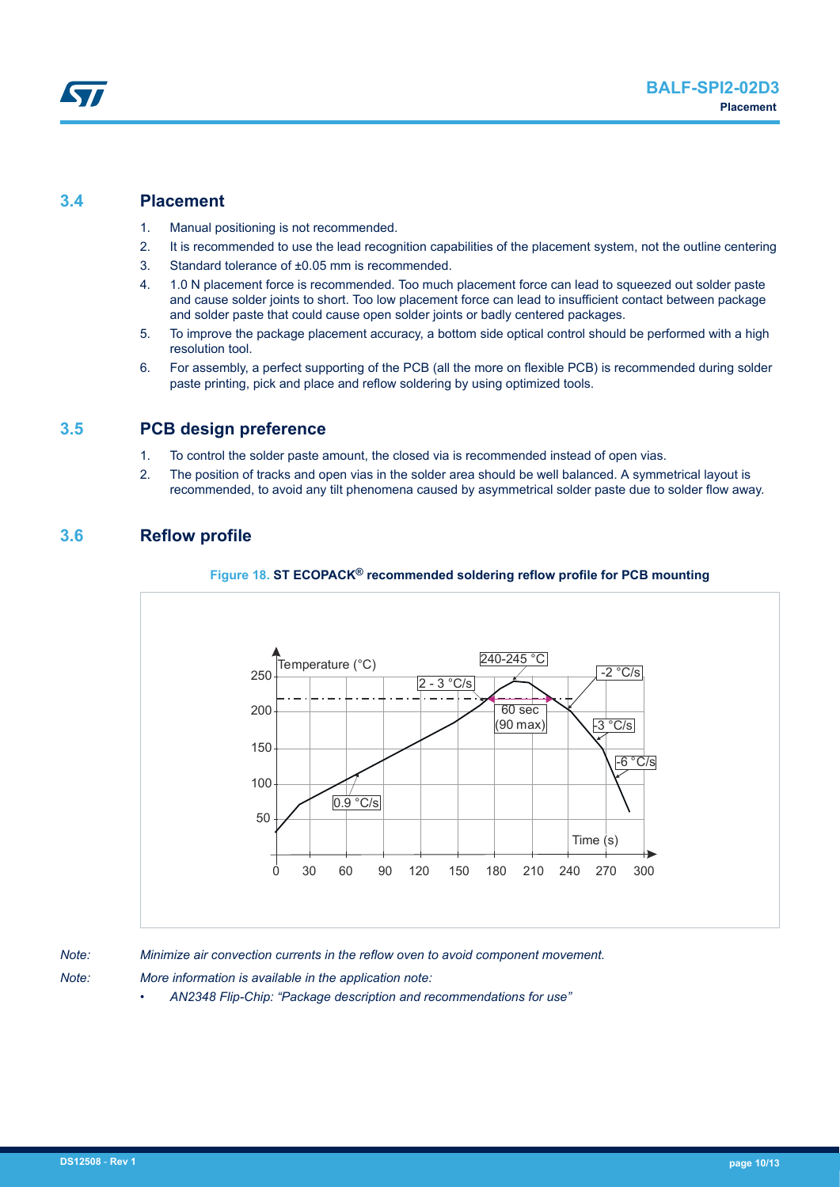## 3.4 Placement

1. Manual positioning is not recommended.
2. It is recommended to use the lead recognition capabilities of the placement system, not the outline centering
3. Standard tolerance of ±0.05 mm is recommended.
4. 1.0 N placement force is recommended. Too much placement force can lead to squeezed out solder paste and cause solder joints to short. Too low placement force can lead to insufficient contact between package and solder paste that could cause open solder joints or badly centered packages.
5. To improve the package placement accuracy, a bottom side optical control should be performed with a high resolution tool.
6. For assembly, a perfect supporting of the PCB (all the more on flexible PCB) is recommended during solder paste printing, pick and place and reflow soldering by using optimized tools.

## 3.5 PCB design preference

1. To control the solder paste amount, the closed via is recommended instead of open vias.
2. The position of tracks and open vias in the solder area should be well balanced. A symmetrical layout is recommended, to avoid any tilt phenomena caused by asymmetrical solder paste due to solder flow away.

## 3.6 Reflow profile

**Figure 18.** **ST ECOPACK® recommended soldering reflow profile for PCB mounting**

*Note: Minimize air convection currents in the reflow oven to avoid component movement.*

*Note: More information is available in the application note:*

- *AN2348 Flip-Chip: "Package description and recommendations for use"*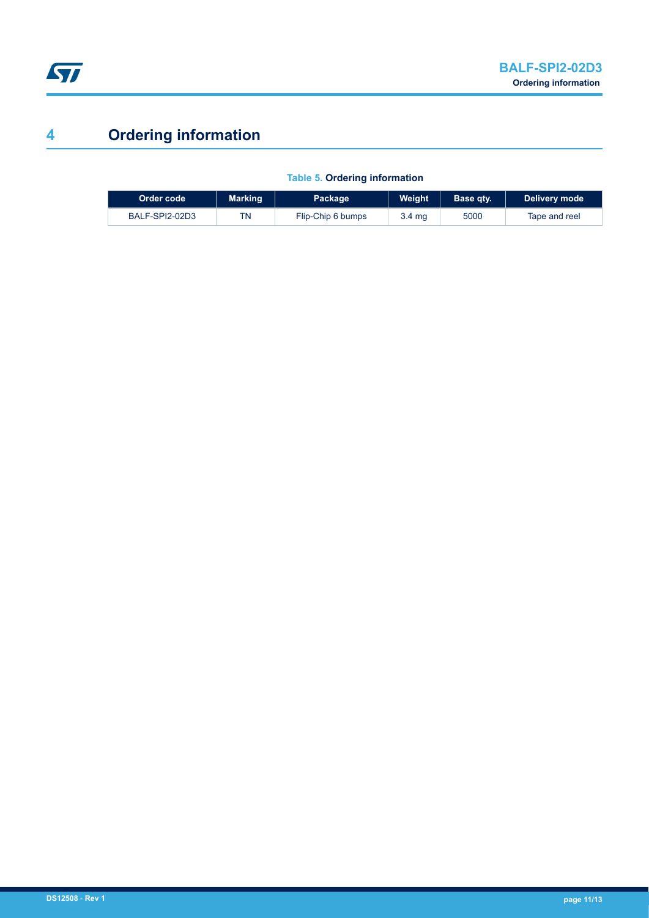# 4 Ordering information

**Table 5. Ordering information**

| Order code | Marking | Package | Weight | Base qty. | Delivery mode |
|---|---|---|---|---|---|
| BALF-SPI2-02D3 | TN | Flip-Chip 6 bumps | 3.4 mg | 5000 | Tape and reel |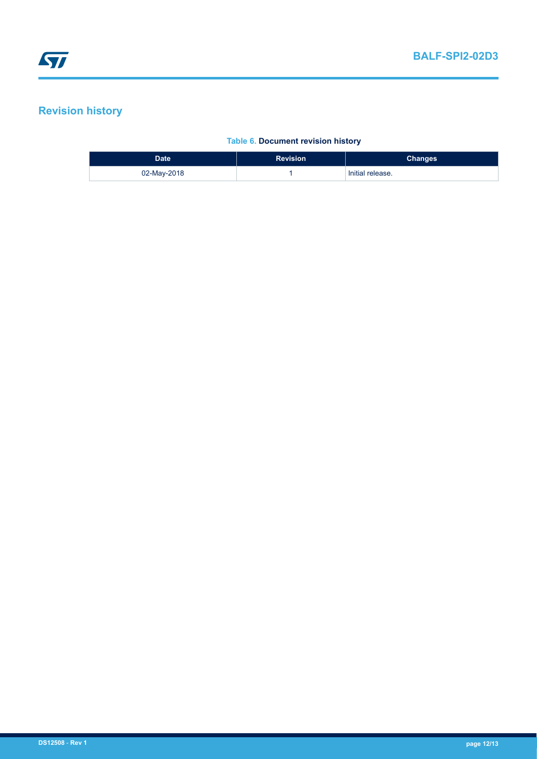# Revision history

**Table 6. Document revision history**

| Date | Revision | Changes |
| --- | --- | --- |
| 02-May-2018 | 1 | Initial release. |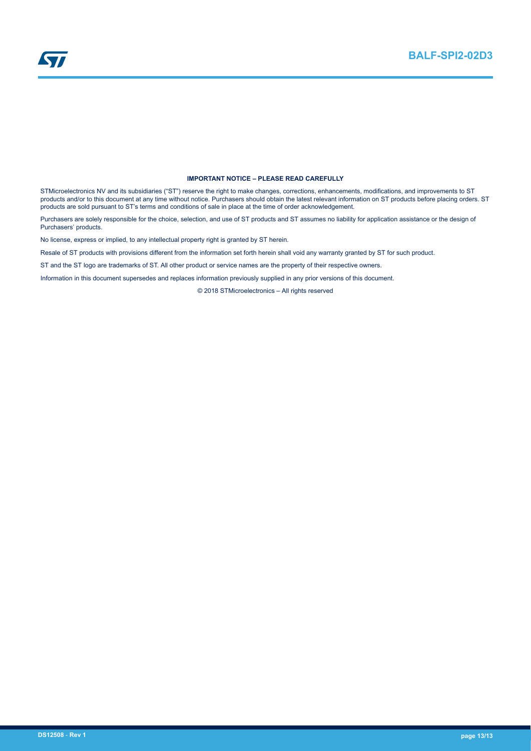**IMPORTANT NOTICE – PLEASE READ CAREFULLY**

STMicroelectronics NV and its subsidiaries ("ST") reserve the right to make changes, corrections, enhancements, modifications, and improvements to ST products and/or to this document at any time without notice. Purchasers should obtain the latest relevant information on ST products before placing orders. ST products are sold pursuant to ST's terms and conditions of sale in place at the time of order acknowledgement.

Purchasers are solely responsible for the choice, selection, and use of ST products and ST assumes no liability for application assistance or the design of Purchasers' products.

No license, express or implied, to any intellectual property right is granted by ST herein.

Resale of ST products with provisions different from the information set forth herein shall void any warranty granted by ST for such product.

ST and the ST logo are trademarks of ST. All other product or service names are the property of their respective owners.

Information in this document supersedes and replaces information previously supplied in any prior versions of this document.

© 2018 STMicroelectronics – All rights reserved